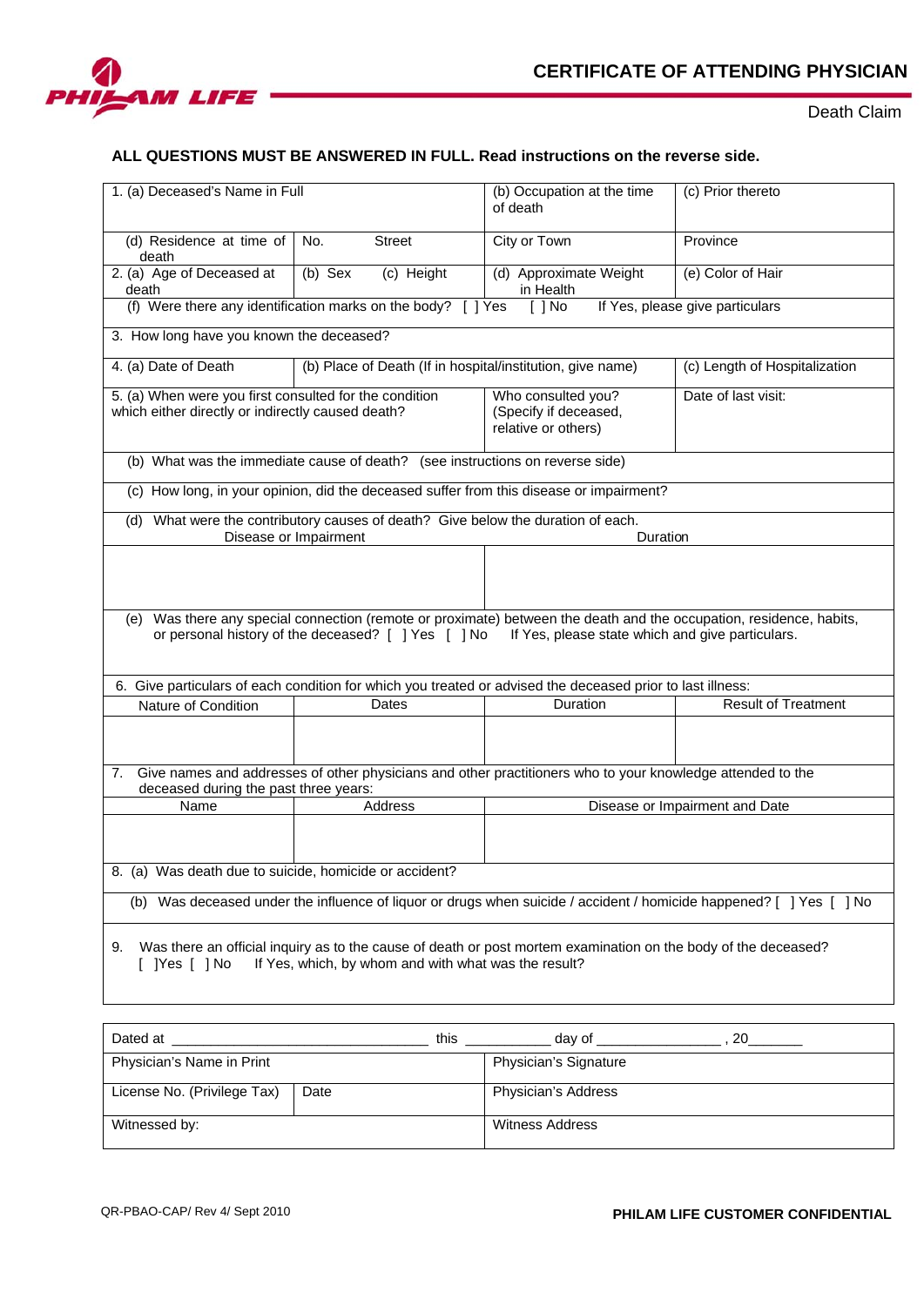PHILAM LIFE

# CERTIFICATE OF ATTENDING PHYSICIAN

Death Claim

**ALL QUESTIONS MUST BE ANSWERED IN FULL. Read instructions on the reverse side.**

| 1. (a) Deceased's Name in Full | | (b) Occupation at the time of death | (c) Prior thereto |
|---|---|---|---|
| (d) Residence at time of death | No. Street | City or Town | Province |
| 2. (a) Age of Deceased at death | (b) Sex (c) Height | (d) Approximate Weight in Health | (e) Color of Hair |
| (f) Were there any identification marks on the body? [ ] Yes [ ] No If Yes, please give particulars | | | |
| 3. How long have you known the deceased? | | | |
| 4. (a) Date of Death | (b) Place of Death (If in hospital/institution, give name) | | (c) Length of Hospitalization |
| 5. (a) When were you first consulted for the condition which either directly or indirectly caused death? | | Who consulted you? (Specify if deceased, relative or others) | Date of last visit: |
| (b) What was the immediate cause of death? (see instructions on reverse side) | | | |
| (c) How long, in your opinion, did the deceased suffer from this disease or impairment? | | | |
| (d) What were the contributory causes of death? Give below the duration of each. | | | |
| Disease or Impairment | | Duration | |
| | | | |
| (e) Was there any special connection (remote or proximate) between the death and the occupation, residence, habits, or personal history of the deceased? [ ] Yes [ ] No If Yes, please state which and give particulars. | | | |
| 6. Give particulars of each condition for which you treated or advised the deceased prior to last illness: | | | |
| Nature of Condition | Dates | Duration | Result of Treatment |
| | | | |
| 7. Give names and addresses of other physicians and other practitioners who to your knowledge attended to the deceased during the past three years: | | | |
| Name | Address | Disease or Impairment and Date | |
| | | | |
| 8. (a) Was death due to suicide, homicide or accident? | | | |
| (b) Was deceased under the influence of liquor or drugs when suicide / accident / homicide happened? [ ] Yes [ ] No | | | |
| 9. Was there an official inquiry as to the cause of death or post mortem examination on the body of the deceased? [ ]Yes [ ] No If Yes, which, by whom and with what was the result? | | | |

| Dated at ________________________________ this ___________ day of ________________ , 20_______ | | |
|---|---|---|
| Physician's Name in Print | | Physician's Signature |
| License No. (Privilege Tax) | Date | Physician's Address |
| Witnessed by: | | Witness Address |

QR-PBAO-CAP/ Rev 4/ Sept 2010

**PHILAM LIFE CUSTOMER CONFIDENTIAL**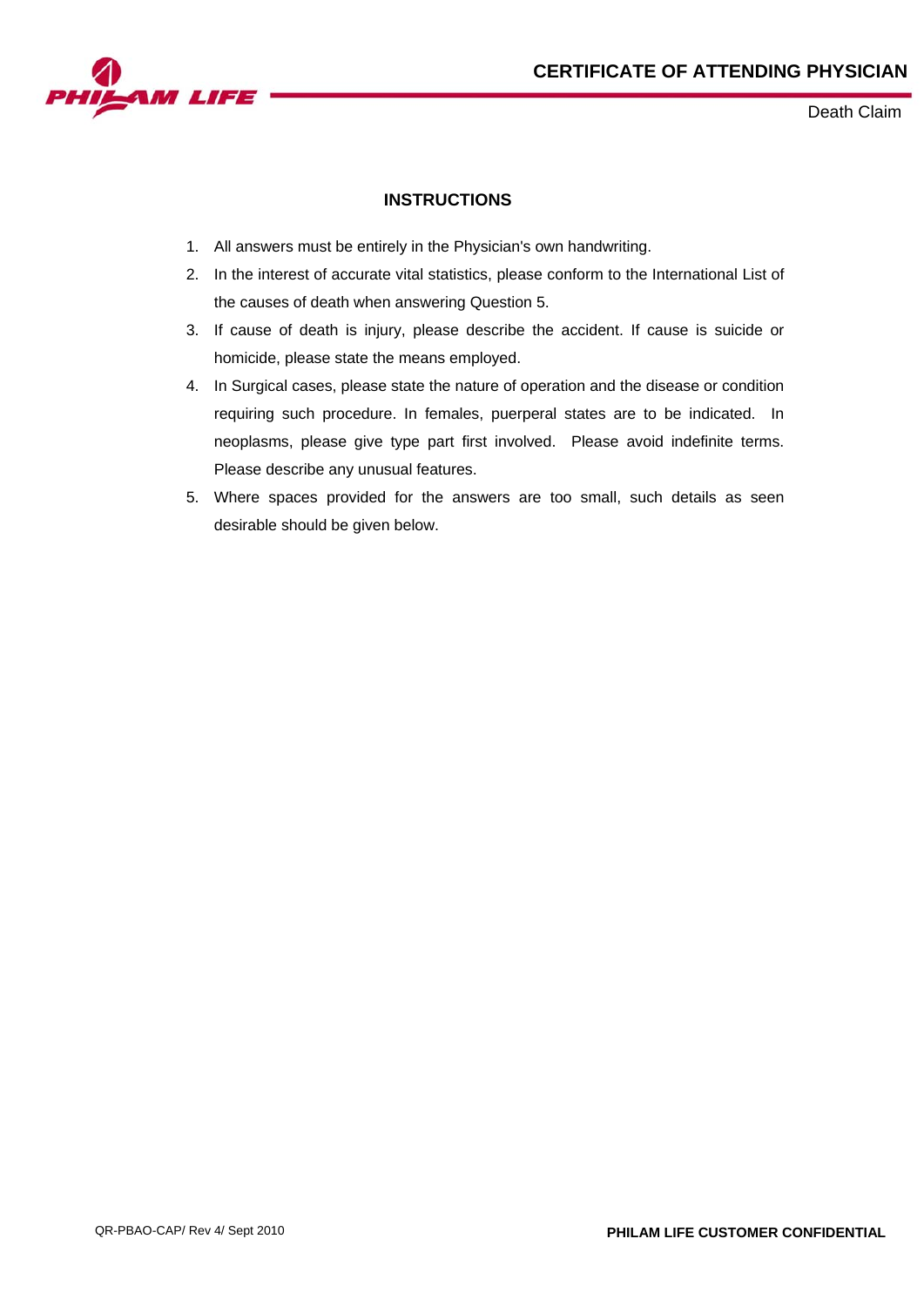## INSTRUCTIONS

1. All answers must be entirely in the Physician's own handwriting.
2. In the interest of accurate vital statistics, please conform to the International List of the causes of death when answering Question 5.
3. If cause of death is injury, please describe the accident. If cause is suicide or homicide, please state the means employed.
4. In Surgical cases, please state the nature of operation and the disease or condition requiring such procedure. In females, puerperal states are to be indicated. In neoplasms, please give type part first involved. Please avoid indefinite terms. Please describe any unusual features.
5. Where spaces provided for the answers are too small, such details as seen desirable should be given below.